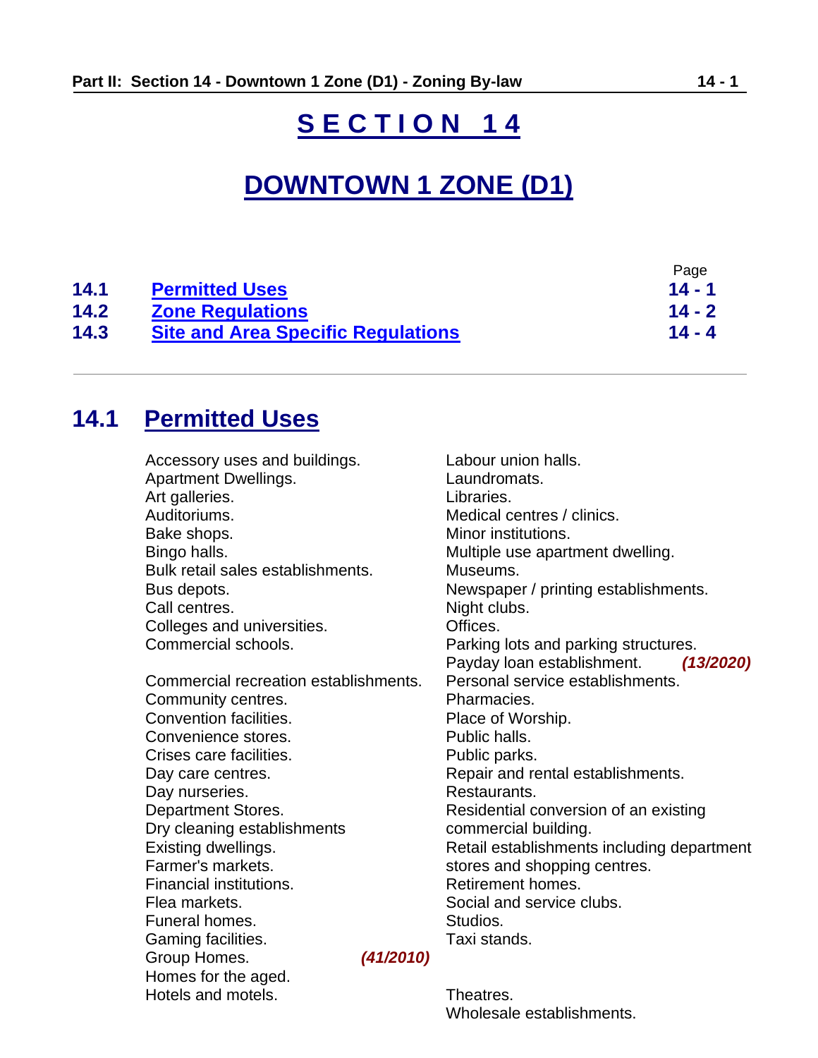# SECTION 14

# DOWNTOWN 1 ZONE (D1)

| | | Page |
|---|---|---|
| **14.1** | **Permitted Uses** | **14 - 1** |
| **14.2** | **Zone Regulations** | **14 - 2** |
| **14.3** | **Site and Area Specific Regulations** | **14 - 4** |

---

## 14.1 Permitted Uses

Accessory uses and buildings.
Apartment Dwellings.
Art galleries.
Auditoriums.
Bake shops.
Bingo halls.
Bulk retail sales establishments.
Bus depots.
Call centres.
Colleges and universities.
Commercial schools.
Commercial recreation establishments.
Community centres.
Convention facilities.
Convenience stores.
Crises care facilities.
Day care centres.
Day nurseries.
Department Stores.
Dry cleaning establishments
Existing dwellings.
Farmer's markets.
Financial institutions.
Flea markets.
Funeral homes.
Gaming facilities.
Group Homes. ***(41/2010)***
Homes for the aged.
Hotels and motels.
Labour union halls.
Laundromats.
Libraries.
Medical centres / clinics.
Minor institutions.
Multiple use apartment dwelling.
Museums.
Newspaper / printing establishments.
Night clubs.
Offices.
Parking lots and parking structures.
Payday loan establishment. ***(13/2020)***
Personal service establishments.
Pharmacies.
Place of Worship.
Public halls.
Public parks.
Repair and rental establishments.
Restaurants.
Residential conversion of an existing commercial building.
Retail establishments including department stores and shopping centres.
Retirement homes.
Social and service clubs.
Studios.
Taxi stands.
Theatres.
Wholesale establishments.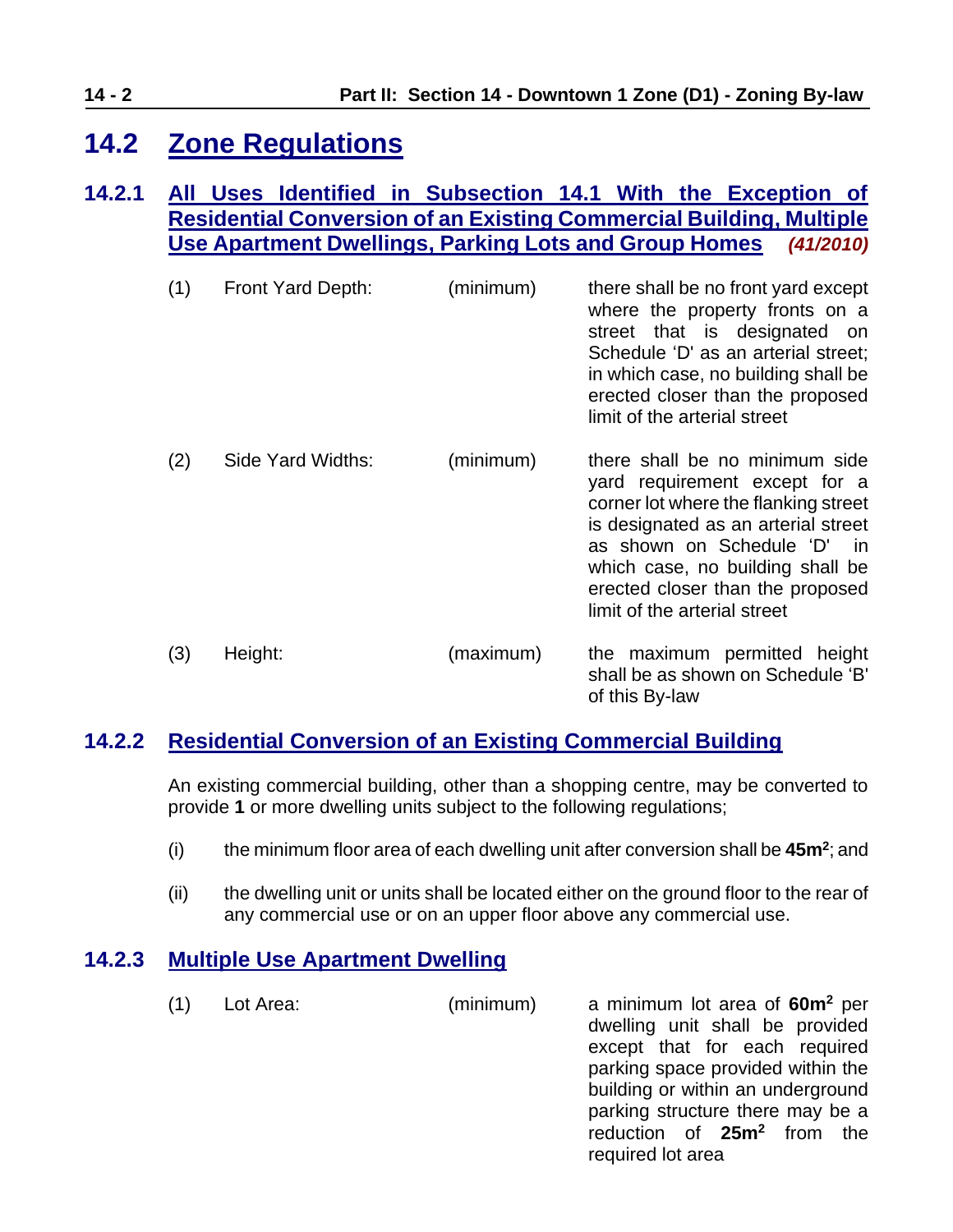## 14.2 Zone Regulations

### 14.2.1 All Uses Identified in Subsection 14.1 With the Exception of Residential Conversion of an Existing Commercial Building, Multiple Use Apartment Dwellings, Parking Lots and Group Homes *(41/2010)*

| | | | |
|---|---|---|---|
| (1) | Front Yard Depth: | (minimum) | there shall be no front yard except where the property fronts on a street that is designated on Schedule 'D' as an arterial street; in which case, no building shall be erected closer than the proposed limit of the arterial street |
| (2) | Side Yard Widths: | (minimum) | there shall be no minimum side yard requirement except for a corner lot where the flanking street is designated as an arterial street as shown on Schedule 'D' in which case, no building shall be erected closer than the proposed limit of the arterial street |
| (3) | Height: | (maximum) | the maximum permitted height shall be as shown on Schedule 'B' of this By-law |

### 14.2.2 Residential Conversion of an Existing Commercial Building

An existing commercial building, other than a shopping centre, may be converted to provide **1** or more dwelling units subject to the following regulations;

(i) the minimum floor area of each dwelling unit after conversion shall be **45m$^2$**; and

(ii) the dwelling unit or units shall be located either on the ground floor to the rear of any commercial use or on an upper floor above any commercial use.

### 14.2.3 Multiple Use Apartment Dwelling

| | | | |
|---|---|---|---|
| (1) | Lot Area: | (minimum) | a minimum lot area of **60m$^2$** per dwelling unit shall be provided except that for each required parking space provided within the building or within an underground parking structure there may be a reduction of **25m$^2$** from the required lot area |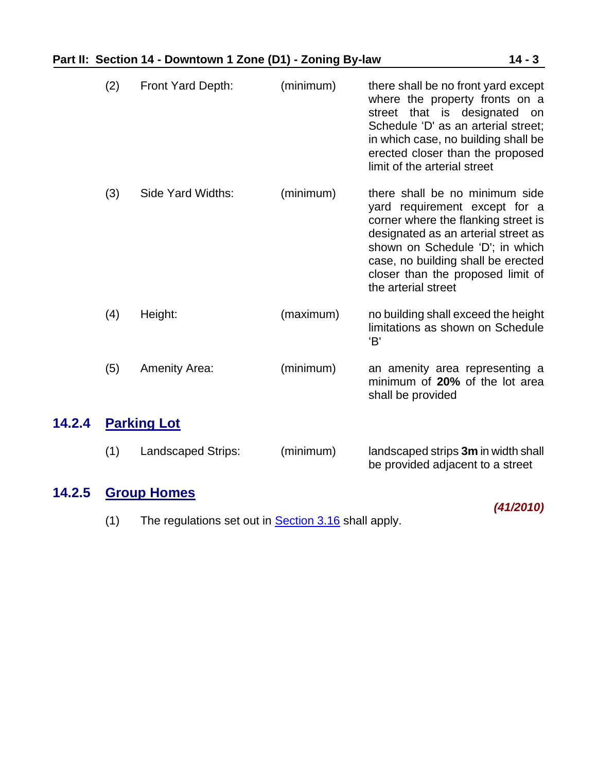| | | | |
|---|---|---|---|
| (2) | Front Yard Depth: | (minimum) | there shall be no front yard except where the property fronts on a street that is designated on Schedule 'D' as an arterial street; in which case, no building shall be erected closer than the proposed limit of the arterial street |
| (3) | Side Yard Widths: | (minimum) | there shall be no minimum side yard requirement except for a corner where the flanking street is designated as an arterial street as shown on Schedule 'D'; in which case, no building shall be erected closer than the proposed limit of the arterial street |
| (4) | Height: | (maximum) | no building shall exceed the height limitations as shown on Schedule 'B' |
| (5) | Amenity Area: | (minimum) | an amenity area representing a minimum of **20%** of the lot area shall be provided |

### 14.2.4 Parking Lot

| | | | |
|---|---|---|---|
| (1) | Landscaped Strips: | (minimum) | landscaped strips **3m** in width shall be provided adjacent to a street |

### 14.2.5 Group Homes

***(41/2010)***

(1) The regulations set out in Section 3.16 shall apply.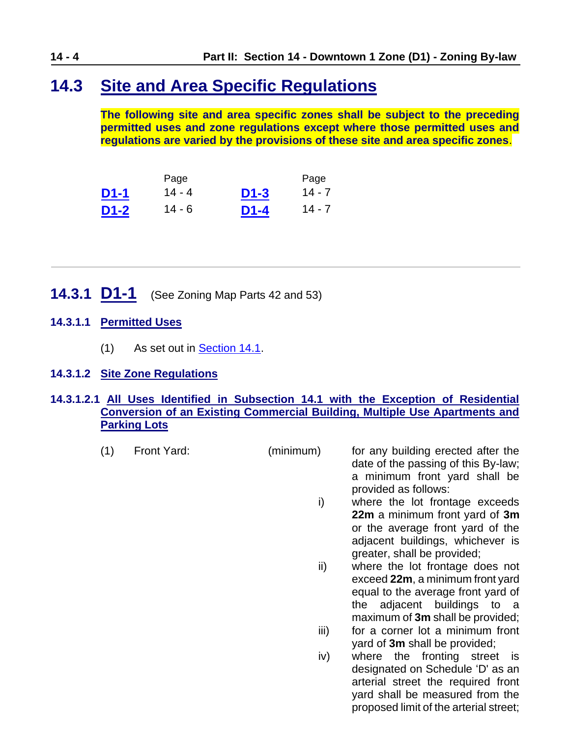# 14.3 Site and Area Specific Regulations

**The following site and area specific zones shall be subject to the preceding permitted uses and zone regulations except where those permitted uses and regulations are varied by the provisions of these site and area specific zones**.

| | Page | | Page |
|---|---|---|---|
| **D1-1** | 14 - 4 | **D1-3** | 14 - 7 |
| **D1-2** | 14 - 6 | **D1-4** | 14 - 7 |

---

## 14.3.1 D1-1 (See Zoning Map Parts 42 and 53)

### 14.3.1.1 Permitted Uses

(1) As set out in Section 14.1.

### 14.3.1.2 Site Zone Regulations

#### 14.3.1.2.1 All Uses Identified in Subsection 14.1 with the Exception of Residential Conversion of an Existing Commercial Building, Multiple Use Apartments and Parking Lots

(1) Front Yard: (minimum) for any building erected after the date of the passing of this By-law; a minimum front yard shall be provided as follows:

i) where the lot frontage exceeds **22m** a minimum front yard of **3m** or the average front yard of the adjacent buildings, whichever is greater, shall be provided;

ii) where the lot frontage does not exceed **22m**, a minimum front yard equal to the average front yard of the adjacent buildings to a maximum of **3m** shall be provided;

iii) for a corner lot a minimum front yard of **3m** shall be provided;

iv) where the fronting street is designated on Schedule 'D' as an arterial street the required front yard shall be measured from the proposed limit of the arterial street;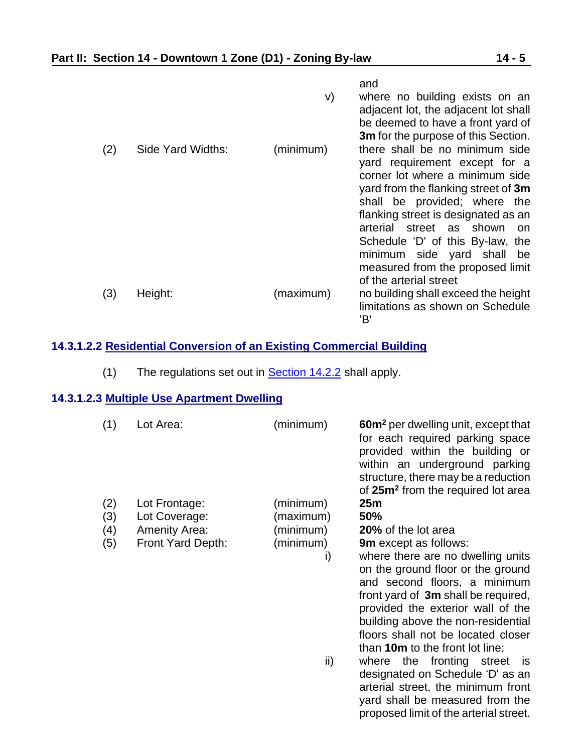and

v) where no building exists on an adjacent lot, the adjacent lot shall be deemed to have a front yard of **3m** for the purpose of this Section.

| | | | |
|---|---|---|---|
| (2) | Side Yard Widths: | (minimum) | there shall be no minimum side yard requirement except for a corner lot where a minimum side yard from the flanking street of **3m** shall be provided; where the flanking street is designated as an arterial street as shown on Schedule 'D' of this By-law, the minimum side yard shall be measured from the proposed limit of the arterial street |
| (3) | Height: | (maximum) | no building shall exceed the height limitations as shown on Schedule 'B' |

### 14.3.1.2.2 Residential Conversion of an Existing Commercial Building

(1) The regulations set out in Section 14.2.2 shall apply.

### 14.3.1.2.3 Multiple Use Apartment Dwelling

| | | | |
|---|---|---|---|
| (1) | Lot Area: | (minimum) | **60m²** per dwelling unit, except that for each required parking space provided within the building or within an underground parking structure, there may be a reduction of **25m²** from the required lot area |
| (2) | Lot Frontage: | (minimum) | **25m** |
| (3) | Lot Coverage: | (maximum) | **50%** |
| (4) | Amenity Area: | (minimum) | **20%** of the lot area |
| (5) | Front Yard Depth: | (minimum) | **9m** except as follows: |
| | | i) | where there are no dwelling units on the ground floor or the ground and second floors, a minimum front yard of **3m** shall be required, provided the exterior wall of the building above the non-residential floors shall not be located closer than **10m** to the front lot line; |
| | | ii) | where the fronting street is designated on Schedule 'D' as an arterial street, the minimum front yard shall be measured from the proposed limit of the arterial street. |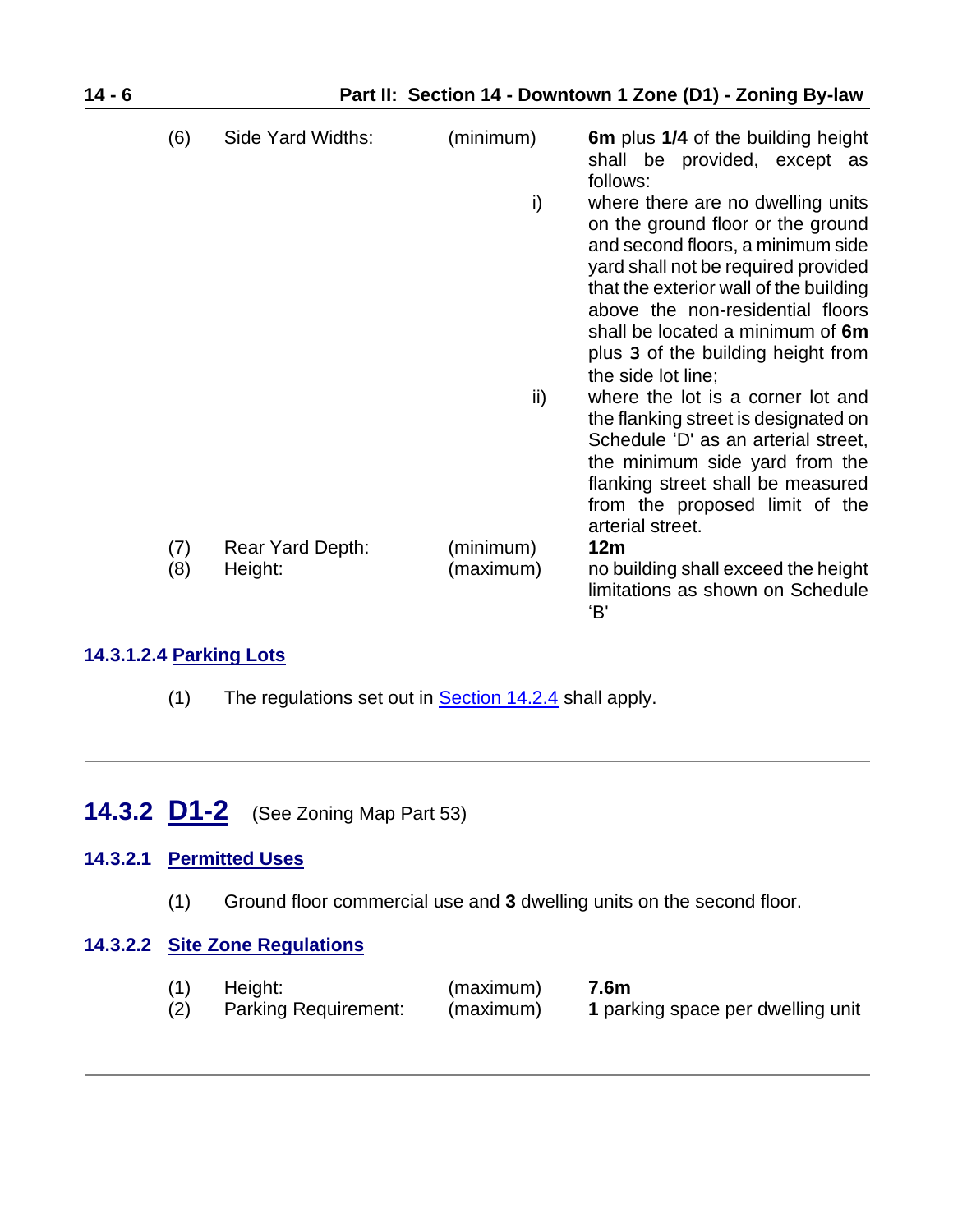| | | | |
|---|---|---|---|
| (6) | Side Yard Widths: | (minimum) | **6m** plus **1/4** of the building height shall be provided, except as follows: |
| | | i) | where there are no dwelling units on the ground floor or the ground and second floors, a minimum side yard shall not be required provided that the exterior wall of the building above the non-residential floors shall be located a minimum of **6m** plus **3** of the building height from the side lot line; |
| | | ii) | where the lot is a corner lot and the flanking street is designated on Schedule 'D' as an arterial street, the minimum side yard from the flanking street shall be measured from the proposed limit of the arterial street. |
| (7) | Rear Yard Depth: | (minimum) | **12m** |
| (8) | Height: | (maximum) | no building shall exceed the height limitations as shown on Schedule 'B' |

#### 14.3.1.2.4 Parking Lots

(1) The regulations set out in Section 14.2.4 shall apply.

---

## 14.3.2 D1-2 (See Zoning Map Part 53)

### 14.3.2.1 Permitted Uses

(1) Ground floor commercial use and **3** dwelling units on the second floor.

### 14.3.2.2 Site Zone Regulations

| | | | |
|---|---|---|---|
| (1) | Height: | (maximum) | **7.6m** |
| (2) | Parking Requirement: | (maximum) | **1** parking space per dwelling unit |

---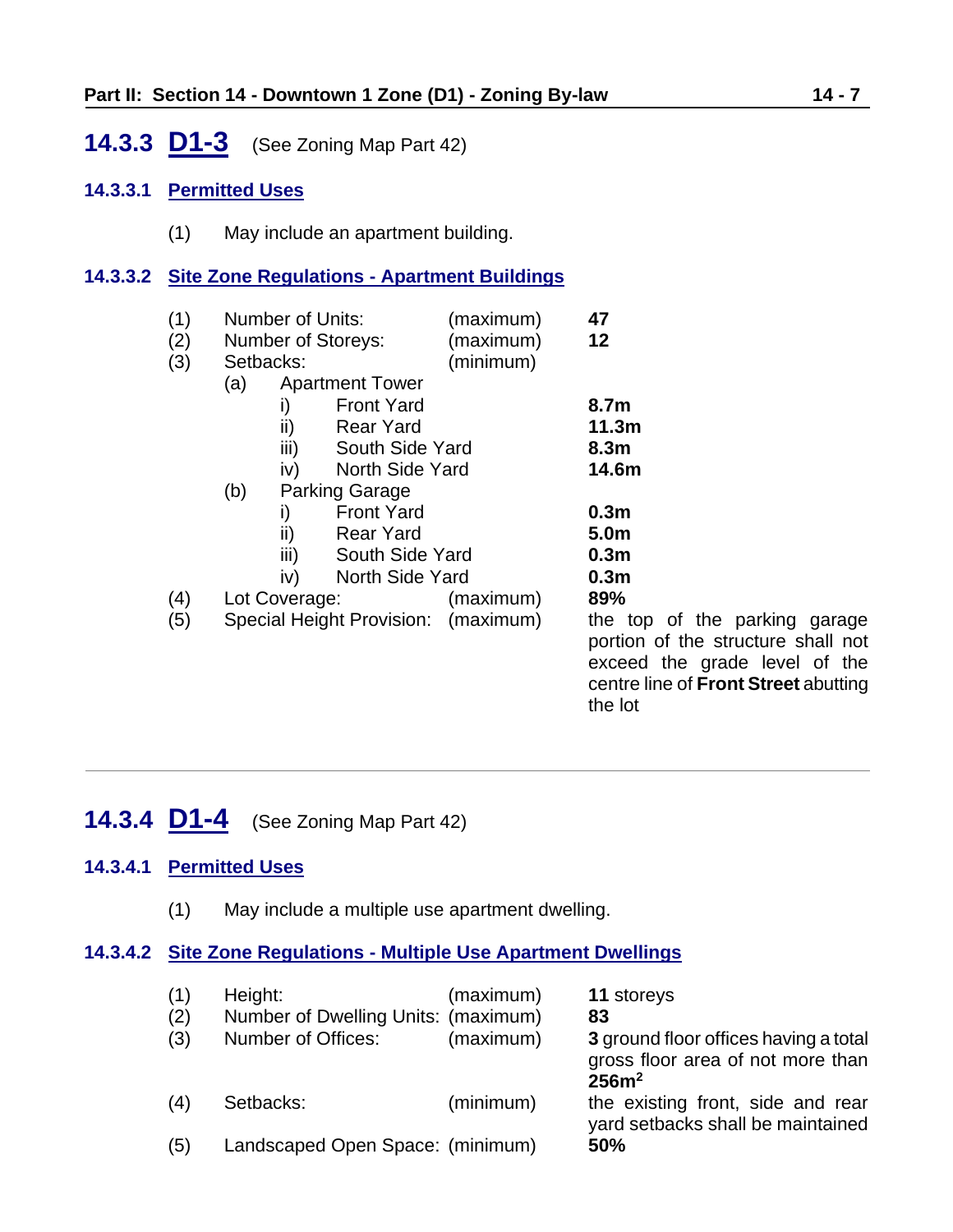## 14.3.3 D1-3 (See Zoning Map Part 42)

### 14.3.3.1 Permitted Uses

(1) May include an apartment building.

### 14.3.3.2 Site Zone Regulations - Apartment Buildings

(1) Number of Units: (maximum) **47**

(2) Number of Storeys: (maximum) **12**

(3) Setbacks: (minimum)

- (a) Apartment Tower
  - i) Front Yard **8.7m**
  - ii) Rear Yard **11.3m**
  - iii) South Side Yard **8.3m**
  - iv) North Side Yard **14.6m**
- (b) Parking Garage
  - i) Front Yard **0.3m**
  - ii) Rear Yard **5.0m**
  - iii) South Side Yard **0.3m**
  - iv) North Side Yard **0.3m**

(4) Lot Coverage: (maximum) **89%**

(5) Special Height Provision: (maximum) the top of the parking garage portion of the structure shall not exceed the grade level of the centre line of **Front Street** abutting the lot

---

## 14.3.4 D1-4 (See Zoning Map Part 42)

### 14.3.4.1 Permitted Uses

(1) May include a multiple use apartment dwelling.

### 14.3.4.2 Site Zone Regulations - Multiple Use Apartment Dwellings

(1) Height: (maximum) **11** storeys

(2) Number of Dwelling Units: (maximum) **83**

(3) Number of Offices: (maximum) **3** ground floor offices having a total gross floor area of not more than **256m$^2$**

(4) Setbacks: (minimum) the existing front, side and rear yard setbacks shall be maintained

(5) Landscaped Open Space: (minimum) **50%**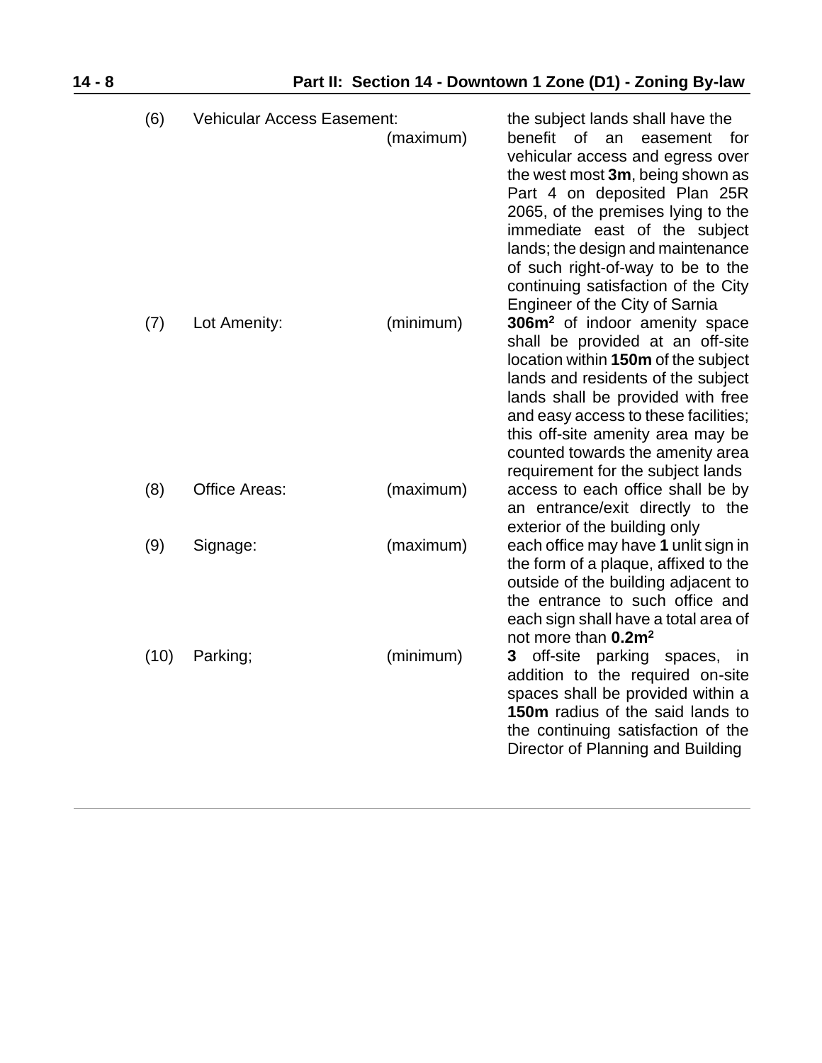| | | | |
|---|---|---|---|
| (6) | Vehicular Access Easement: | (maximum) | the subject lands shall have the benefit of an easement for vehicular access and egress over the west most **3m**, being shown as Part 4 on deposited Plan 25R 2065, of the premises lying to the immediate east of the subject lands; the design and maintenance of such right-of-way to be to the continuing satisfaction of the City Engineer of the City of Sarnia |
| (7) | Lot Amenity: | (minimum) | **306m$^2$** of indoor amenity space shall be provided at an off-site location within **150m** of the subject lands and residents of the subject lands shall be provided with free and easy access to these facilities; this off-site amenity area may be counted towards the amenity area requirement for the subject lands |
| (8) | Office Areas: | (maximum) | access to each office shall be by an entrance/exit directly to the exterior of the building only |
| (9) | Signage: | (maximum) | each office may have **1** unlit sign in the form of a plaque, affixed to the outside of the building adjacent to the entrance to such office and each sign shall have a total area of not more than **0.2m$^2$** |
| (10) | Parking; | (minimum) | **3** off-site parking spaces, in addition to the required on-site spaces shall be provided within a **150m** radius of the said lands to the continuing satisfaction of the Director of Planning and Building |